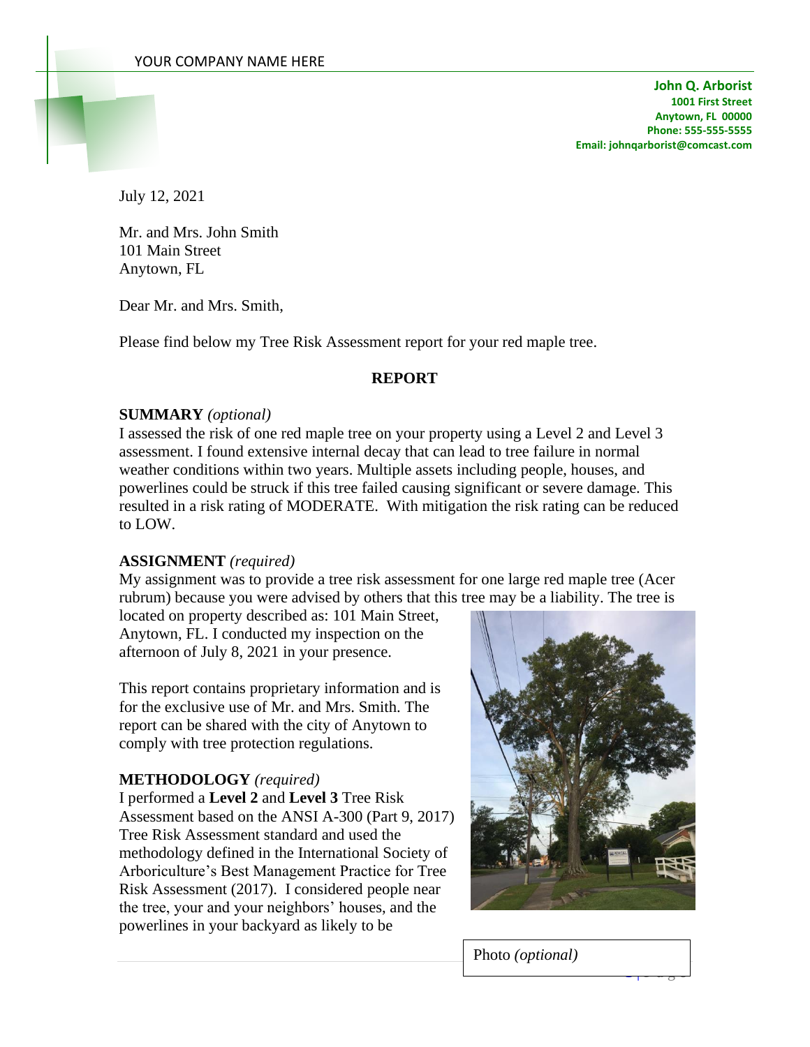YOUR COMPANY NAME HERE

**John Q. Arborist**
**1001 First Street**
**Anytown, FL 00000**
**Phone: 555-555-5555**
**Email: johnqarborist@comcast.com**

July 12, 2021

Mr. and Mrs. John Smith
101 Main Street
Anytown, FL

Dear Mr. and Mrs. Smith,

Please find below my Tree Risk Assessment report for your red maple tree.

## REPORT

**SUMMARY** *(optional)*
I assessed the risk of one red maple tree on your property using a Level 2 and Level 3 assessment. I found extensive internal decay that can lead to tree failure in normal weather conditions within two years. Multiple assets including people, houses, and powerlines could be struck if this tree failed causing significant or severe damage. This resulted in a risk rating of MODERATE. With mitigation the risk rating can be reduced to LOW.

**ASSIGNMENT** *(required)*
My assignment was to provide a tree risk assessment for one large red maple tree (Acer rubrum) because you were advised by others that this tree may be a liability. The tree is located on property described as: 101 Main Street, Anytown, FL. I conducted my inspection on the afternoon of July 8, 2021 in your presence.

This report contains proprietary information and is for the exclusive use of Mr. and Mrs. Smith. The report can be shared with the city of Anytown to comply with tree protection regulations.

**METHODOLOGY** *(required)*
I performed a **Level 2** and **Level 3** Tree Risk Assessment based on the ANSI A-300 (Part 9, 2017) Tree Risk Assessment standard and used the methodology defined in the International Society of Arboriculture's Best Management Practice for Tree Risk Assessment (2017). I considered people near the tree, your and your neighbors' houses, and the powerlines in your backyard as likely to be

Photo *(optional)*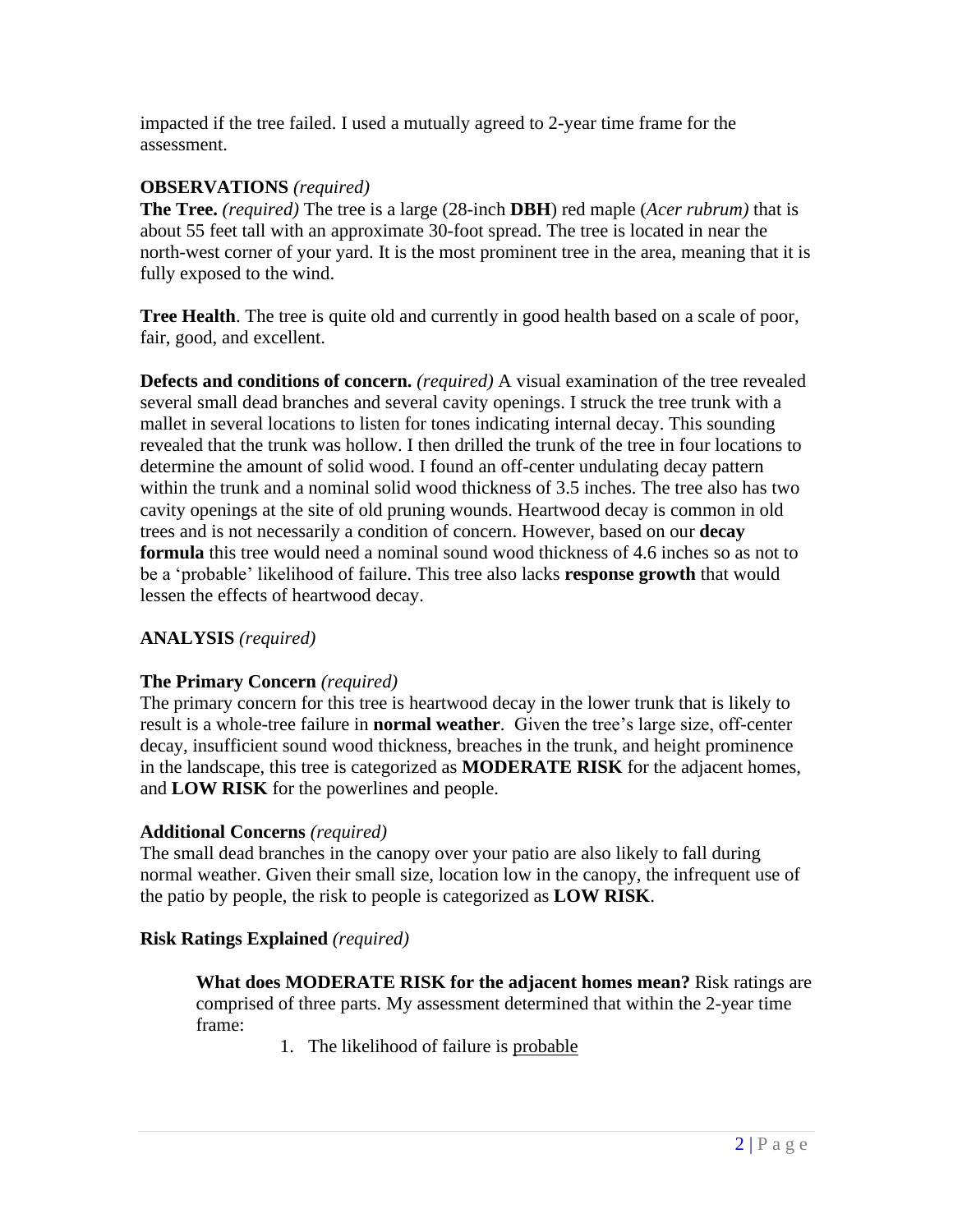impacted if the tree failed. I used a mutually agreed to 2-year time frame for the assessment.

**OBSERVATIONS** *(required)*

**The Tree.** *(required)* The tree is a large (28-inch **DBH**) red maple (*Acer rubrum)* that is about 55 feet tall with an approximate 30-foot spread. The tree is located in near the north-west corner of your yard. It is the most prominent tree in the area, meaning that it is fully exposed to the wind.

**Tree Health**. The tree is quite old and currently in good health based on a scale of poor, fair, good, and excellent.

**Defects and conditions of concern.** *(required)* A visual examination of the tree revealed several small dead branches and several cavity openings. I struck the tree trunk with a mallet in several locations to listen for tones indicating internal decay. This sounding revealed that the trunk was hollow. I then drilled the trunk of the tree in four locations to determine the amount of solid wood. I found an off-center undulating decay pattern within the trunk and a nominal solid wood thickness of 3.5 inches. The tree also has two cavity openings at the site of old pruning wounds. Heartwood decay is common in old trees and is not necessarily a condition of concern. However, based on our **decay formula** this tree would need a nominal sound wood thickness of 4.6 inches so as not to be a 'probable' likelihood of failure. This tree also lacks **response growth** that would lessen the effects of heartwood decay.

**ANALYSIS** *(required)*

**The Primary Concern** *(required)*

The primary concern for this tree is heartwood decay in the lower trunk that is likely to result is a whole-tree failure in **normal weather**. Given the tree's large size, off-center decay, insufficient sound wood thickness, breaches in the trunk, and height prominence in the landscape, this tree is categorized as **MODERATE RISK** for the adjacent homes, and **LOW RISK** for the powerlines and people.

**Additional Concerns** *(required)*

The small dead branches in the canopy over your patio are also likely to fall during normal weather. Given their small size, location low in the canopy, the infrequent use of the patio by people, the risk to people is categorized as **LOW RISK**.

**Risk Ratings Explained** *(required)*

**What does MODERATE RISK for the adjacent homes mean?** Risk ratings are comprised of three parts. My assessment determined that within the 2-year time frame:

1. The likelihood of failure is <u>probable</u>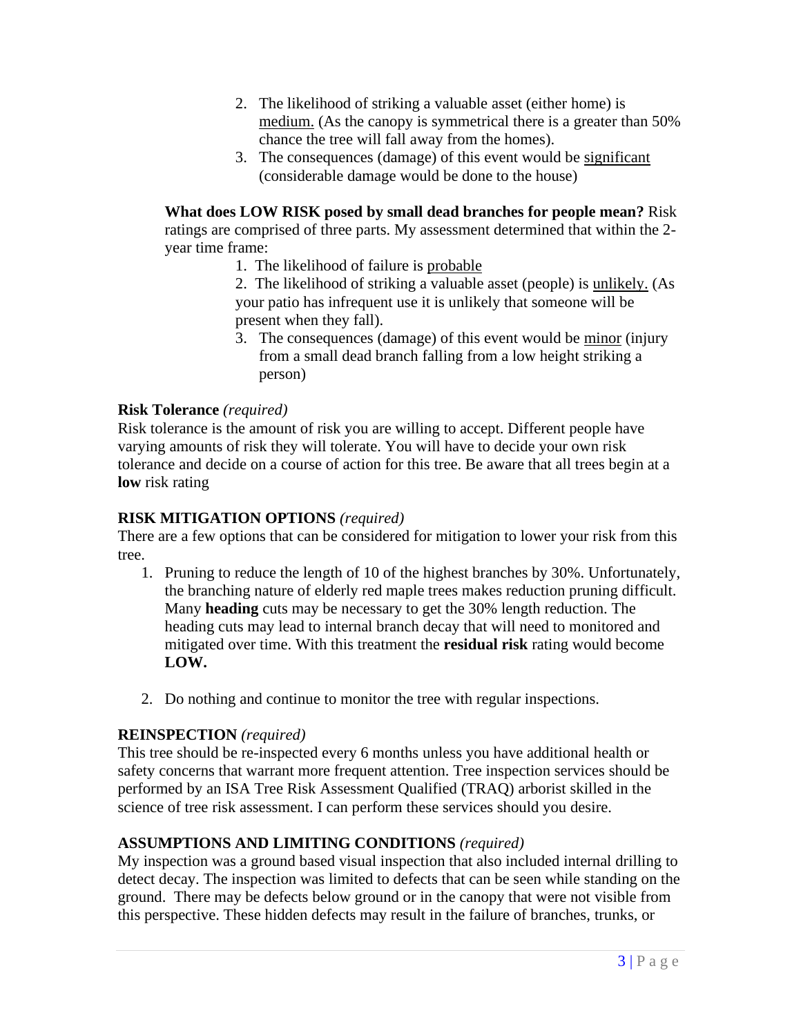2. The likelihood of striking a valuable asset (either home) is <u>medium.</u> (As the canopy is symmetrical there is a greater than 50% chance the tree will fall away from the homes).
3. The consequences (damage) of this event would be <u>significant</u> (considerable damage would be done to the house)

**What does LOW RISK posed by small dead branches for people mean?** Risk ratings are comprised of three parts. My assessment determined that within the 2-year time frame:

1. The likelihood of failure is <u>probable</u>
2. The likelihood of striking a valuable asset (people) is <u>unlikely.</u> (As your patio has infrequent use it is unlikely that someone will be present when they fall).
3. The consequences (damage) of this event would be <u>minor</u> (injury from a small dead branch falling from a low height striking a person)

**Risk Tolerance** *(required)*

Risk tolerance is the amount of risk you are willing to accept. Different people have varying amounts of risk they will tolerate. You will have to decide your own risk tolerance and decide on a course of action for this tree. Be aware that all trees begin at a **low** risk rating

**RISK MITIGATION OPTIONS** *(required)*

There are a few options that can be considered for mitigation to lower your risk from this tree.

1. Pruning to reduce the length of 10 of the highest branches by 30%. Unfortunately, the branching nature of elderly red maple trees makes reduction pruning difficult. Many **heading** cuts may be necessary to get the 30% length reduction. The heading cuts may lead to internal branch decay that will need to monitored and mitigated over time. With this treatment the **residual risk** rating would become **LOW.**

2. Do nothing and continue to monitor the tree with regular inspections.

**REINSPECTION** *(required)*

This tree should be re-inspected every 6 months unless you have additional health or safety concerns that warrant more frequent attention. Tree inspection services should be performed by an ISA Tree Risk Assessment Qualified (TRAQ) arborist skilled in the science of tree risk assessment. I can perform these services should you desire.

**ASSUMPTIONS AND LIMITING CONDITIONS** *(required)*

My inspection was a ground based visual inspection that also included internal drilling to detect decay. The inspection was limited to defects that can be seen while standing on the ground. There may be defects below ground or in the canopy that were not visible from this perspective. These hidden defects may result in the failure of branches, trunks, or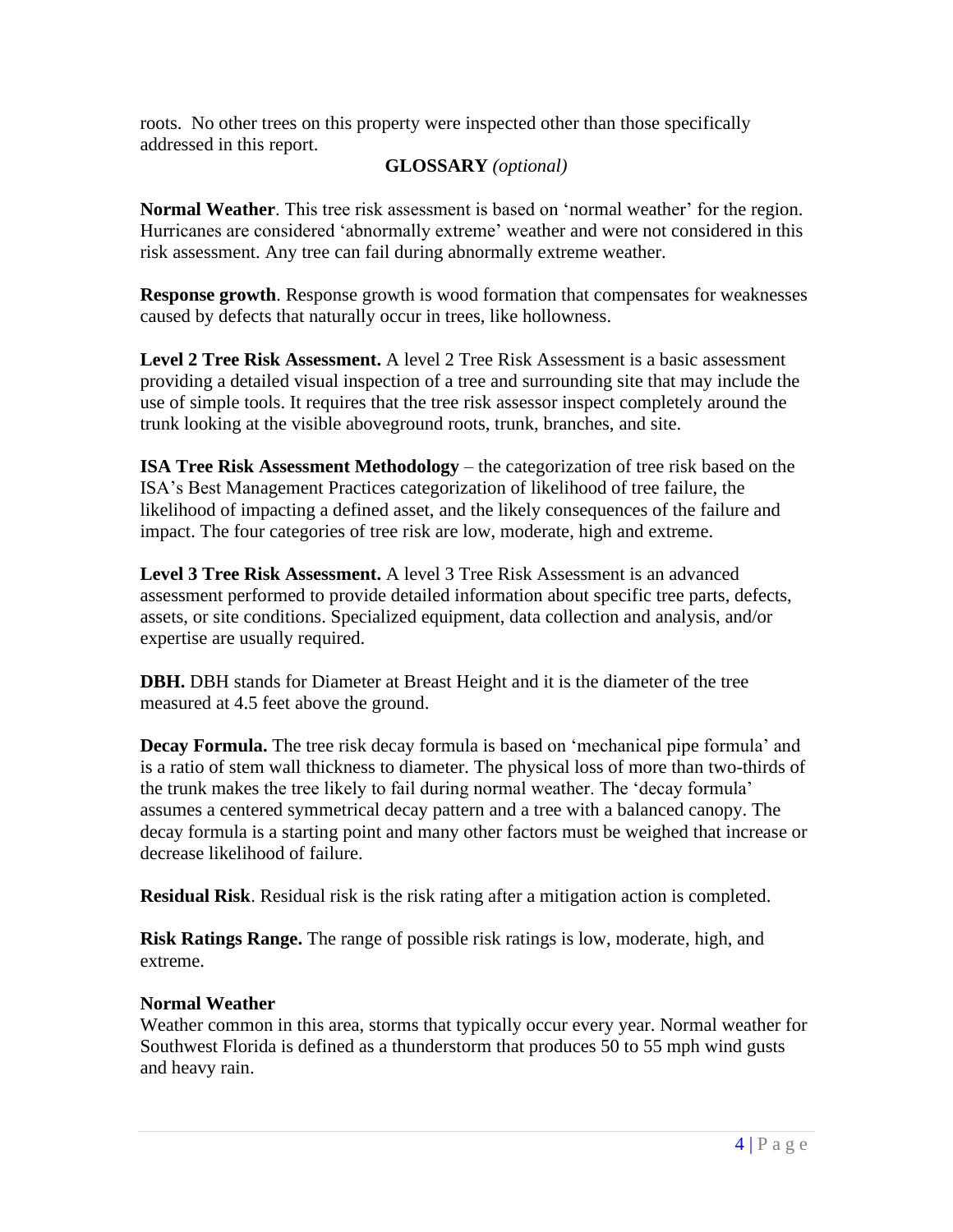roots. No other trees on this property were inspected other than those specifically addressed in this report.

## GLOSSARY *(optional)*

**Normal Weather**. This tree risk assessment is based on 'normal weather' for the region. Hurricanes are considered 'abnormally extreme' weather and were not considered in this risk assessment. Any tree can fail during abnormally extreme weather.

**Response growth**. Response growth is wood formation that compensates for weaknesses caused by defects that naturally occur in trees, like hollowness.

**Level 2 Tree Risk Assessment.** A level 2 Tree Risk Assessment is a basic assessment providing a detailed visual inspection of a tree and surrounding site that may include the use of simple tools. It requires that the tree risk assessor inspect completely around the trunk looking at the visible aboveground roots, trunk, branches, and site.

**ISA Tree Risk Assessment Methodology** – the categorization of tree risk based on the ISA's Best Management Practices categorization of likelihood of tree failure, the likelihood of impacting a defined asset, and the likely consequences of the failure and impact. The four categories of tree risk are low, moderate, high and extreme.

**Level 3 Tree Risk Assessment.** A level 3 Tree Risk Assessment is an advanced assessment performed to provide detailed information about specific tree parts, defects, assets, or site conditions. Specialized equipment, data collection and analysis, and/or expertise are usually required.

**DBH.** DBH stands for Diameter at Breast Height and it is the diameter of the tree measured at 4.5 feet above the ground.

**Decay Formula.** The tree risk decay formula is based on 'mechanical pipe formula' and is a ratio of stem wall thickness to diameter. The physical loss of more than two-thirds of the trunk makes the tree likely to fail during normal weather. The 'decay formula' assumes a centered symmetrical decay pattern and a tree with a balanced canopy. The decay formula is a starting point and many other factors must be weighed that increase or decrease likelihood of failure.

**Residual Risk**. Residual risk is the risk rating after a mitigation action is completed.

**Risk Ratings Range.** The range of possible risk ratings is low, moderate, high, and extreme.

**Normal Weather**

Weather common in this area, storms that typically occur every year. Normal weather for Southwest Florida is defined as a thunderstorm that produces 50 to 55 mph wind gusts and heavy rain.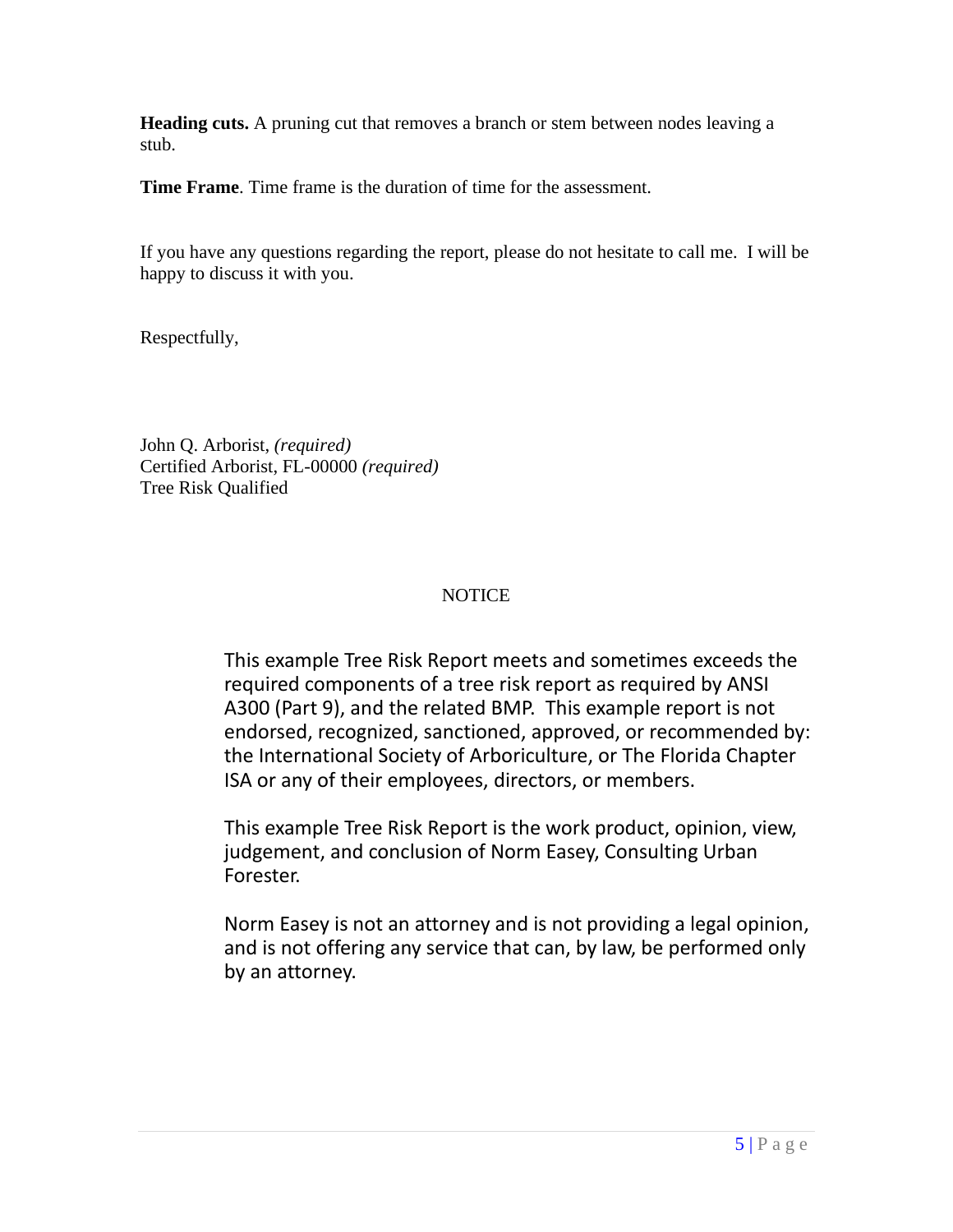**Heading cuts.** A pruning cut that removes a branch or stem between nodes leaving a stub.

**Time Frame**. Time frame is the duration of time for the assessment.

If you have any questions regarding the report, please do not hesitate to call me. I will be happy to discuss it with you.

Respectfully,

John Q. Arborist, *(required)*
Certified Arborist, FL-00000 *(required)*
Tree Risk Qualified

NOTICE

This example Tree Risk Report meets and sometimes exceeds the required components of a tree risk report as required by ANSI A300 (Part 9), and the related BMP. This example report is not endorsed, recognized, sanctioned, approved, or recommended by: the International Society of Arboriculture, or The Florida Chapter ISA or any of their employees, directors, or members.

This example Tree Risk Report is the work product, opinion, view, judgement, and conclusion of Norm Easey, Consulting Urban Forester.

Norm Easey is not an attorney and is not providing a legal opinion, and is not offering any service that can, by law, be performed only by an attorney.